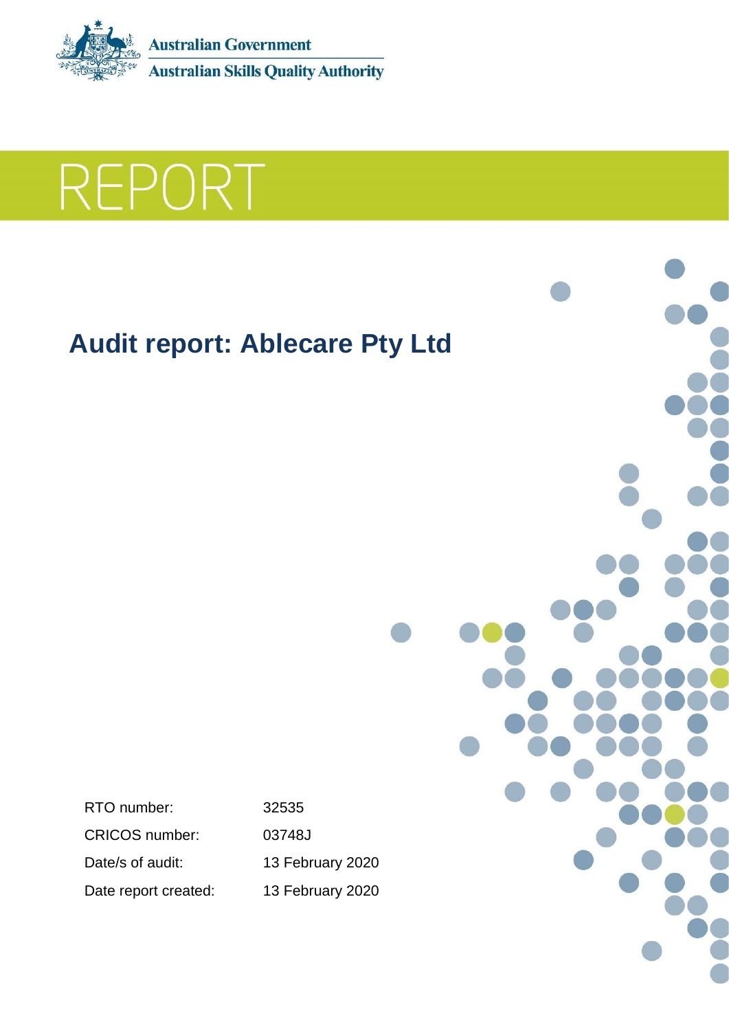Australian Government

Australian Skills Quality Authority

# REPORT

## Audit report: Ablecare Pty Ltd

| | |
|---|---|
| RTO number: | 32535 |
| CRICOS number: | 03748J |
| Date/s of audit: | 13 February 2020 |
| Date report created: | 13 February 2020 |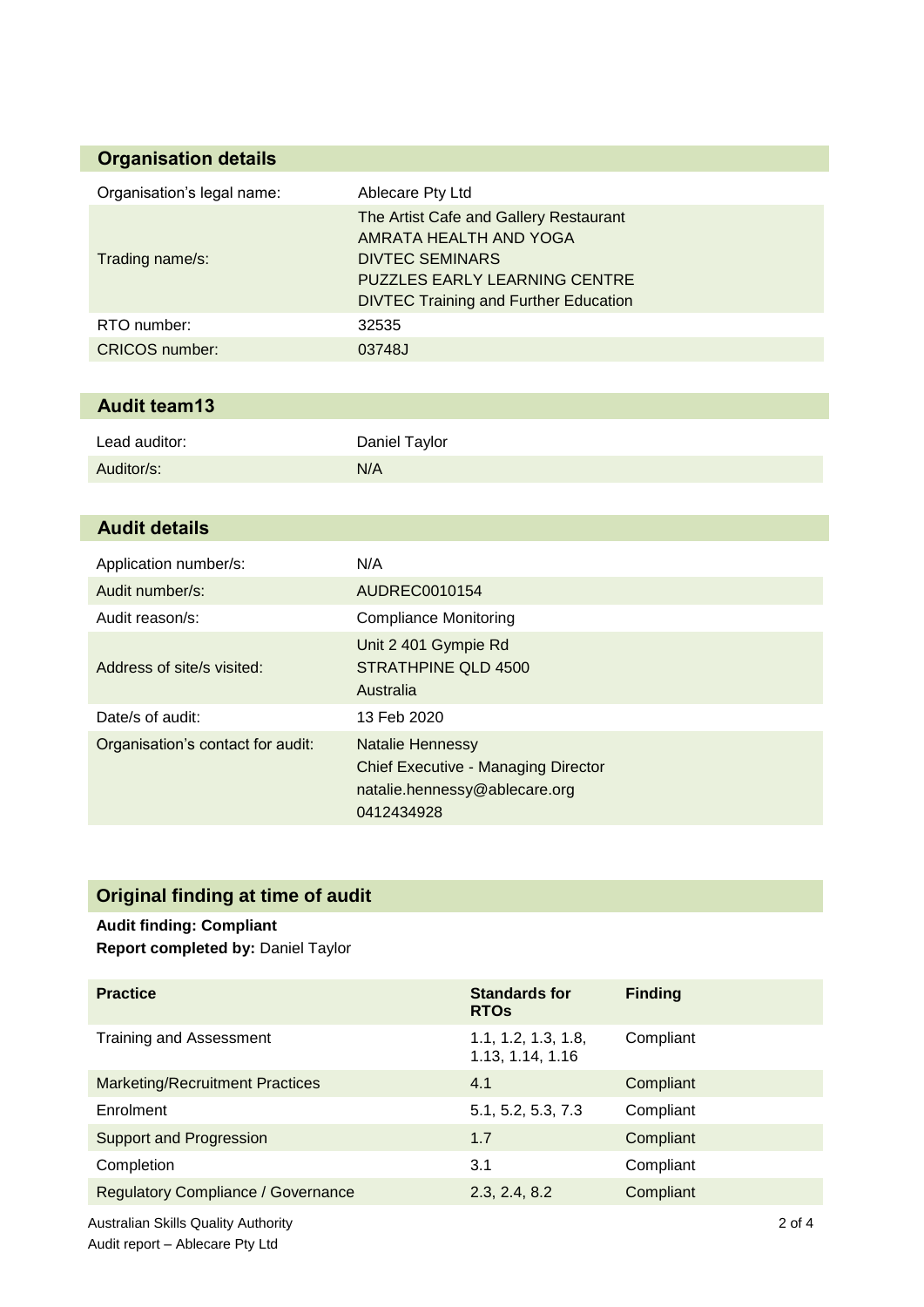## Organisation details

| | |
|---|---|
| Organisation's legal name: | Ablecare Pty Ltd |
| Trading name/s: | The Artist Cafe and Gallery Restaurant<br>AMRATA HEALTH AND YOGA<br>DIVTEC SEMINARS<br>PUZZLES EARLY LEARNING CENTRE<br>DIVTEC Training and Further Education |
| RTO number: | 32535 |
| CRICOS number: | 03748J |

## Audit team13

| | |
|---|---|
| Lead auditor: | Daniel Taylor |
| Auditor/s: | N/A |

## Audit details

| | |
|---|---|
| Application number/s: | N/A |
| Audit number/s: | AUDREC0010154 |
| Audit reason/s: | Compliance Monitoring |
| Address of site/s visited: | Unit 2 401 Gympie Rd<br>STRATHPINE QLD 4500<br>Australia |
| Date/s of audit: | 13 Feb 2020 |
| Organisation's contact for audit: | Natalie Hennessy<br>Chief Executive - Managing Director<br>natalie.hennessy@ablecare.org<br>0412434928 |

## Original finding at time of audit

**Audit finding: Compliant**
**Report completed by:** Daniel Taylor

| Practice | Standards for RTOs | Finding |
|---|---|---|
| Training and Assessment | 1.1, 1.2, 1.3, 1.8, 1.13, 1.14, 1.16 | Compliant |
| Marketing/Recruitment Practices | 4.1 | Compliant |
| Enrolment | 5.1, 5.2, 5.3, 7.3 | Compliant |
| Support and Progression | 1.7 | Compliant |
| Completion | 3.1 | Compliant |
| Regulatory Compliance / Governance | 2.3, 2.4, 8.2 | Compliant |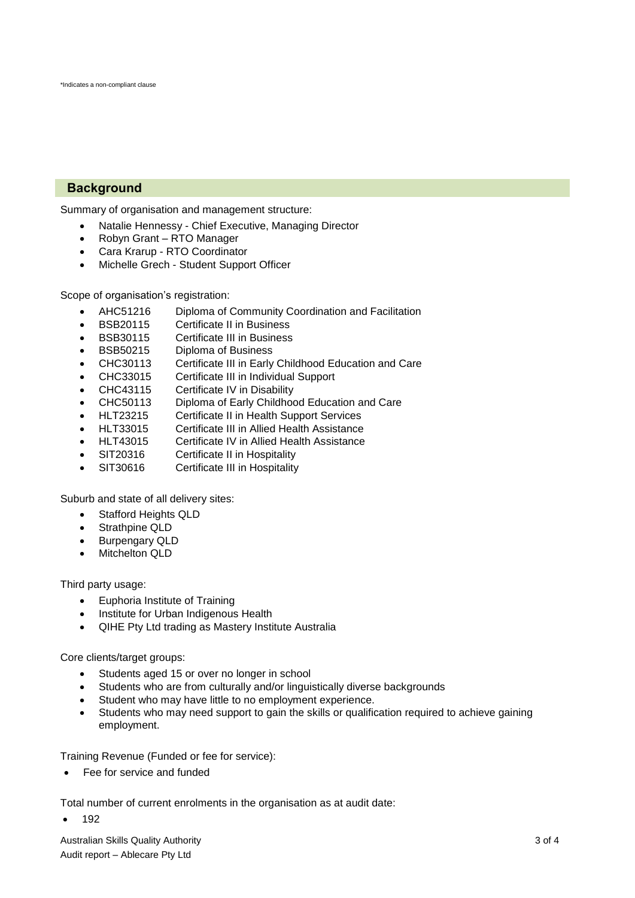\*Indicates a non-compliant clause

## Background

Summary of organisation and management structure:

- Natalie Hennessy - Chief Executive, Managing Director
- Robyn Grant – RTO Manager
- Cara Krarup - RTO Coordinator
- Michelle Grech - Student Support Officer

Scope of organisation's registration:

- AHC51216 Diploma of Community Coordination and Facilitation
- BSB20115 Certificate II in Business
- BSB30115 Certificate III in Business
- BSB50215 Diploma of Business
- CHC30113 Certificate III in Early Childhood Education and Care
- CHC33015 Certificate III in Individual Support
- CHC43115 Certificate IV in Disability
- CHC50113 Diploma of Early Childhood Education and Care
- HLT23215 Certificate II in Health Support Services
- HLT33015 Certificate III in Allied Health Assistance
- HLT43015 Certificate IV in Allied Health Assistance
- SIT20316 Certificate II in Hospitality
- SIT30616 Certificate III in Hospitality

Suburb and state of all delivery sites:

- Stafford Heights QLD
- Strathpine QLD
- Burpengary QLD
- Mitchelton QLD

Third party usage:

- Euphoria Institute of Training
- Institute for Urban Indigenous Health
- QIHE Pty Ltd trading as Mastery Institute Australia

Core clients/target groups:

- Students aged 15 or over no longer in school
- Students who are from culturally and/or linguistically diverse backgrounds
- Student who may have little to no employment experience.
- Students who may need support to gain the skills or qualification required to achieve gaining employment.

Training Revenue (Funded or fee for service):

- Fee for service and funded

Total number of current enrolments in the organisation as at audit date:

- 192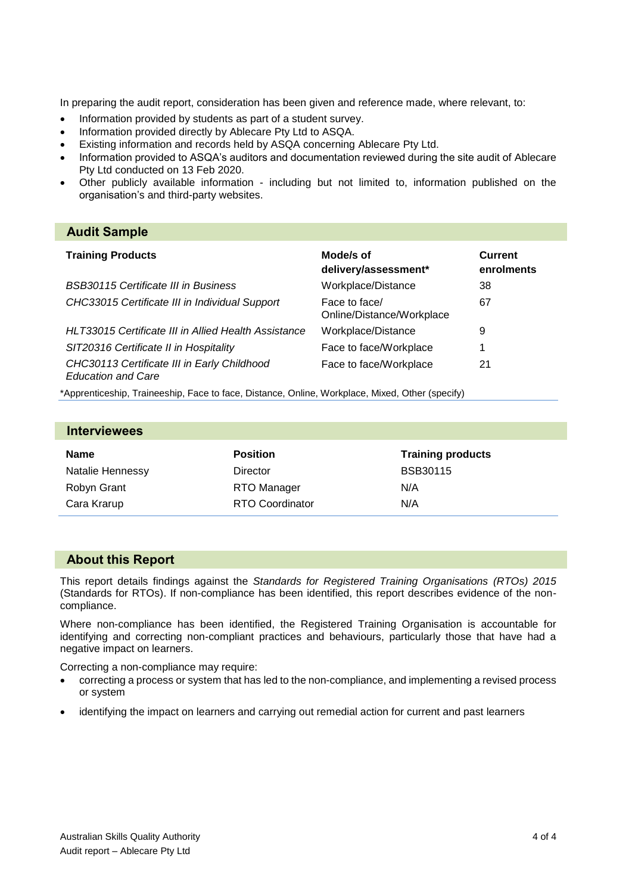In preparing the audit report, consideration has been given and reference made, where relevant, to:

- Information provided by students as part of a student survey.
- Information provided directly by Ablecare Pty Ltd to ASQA.
- Existing information and records held by ASQA concerning Ablecare Pty Ltd.
- Information provided to ASQA's auditors and documentation reviewed during the site audit of Ablecare Pty Ltd conducted on 13 Feb 2020.
- Other publicly available information - including but not limited to, information published on the organisation's and third-party websites.

## Audit Sample

| Training Products | Mode/s of delivery/assessment* | Current enrolments |
|---|---|---|
| *BSB30115 Certificate III in Business* | Workplace/Distance | 38 |
| *CHC33015 Certificate III in Individual Support* | Face to face/ Online/Distance/Workplace | 67 |
| *HLT33015 Certificate III in Allied Health Assistance* | Workplace/Distance | 9 |
| *SIT20316 Certificate II in Hospitality* | Face to face/Workplace | 1 |
| *CHC30113 Certificate III in Early Childhood Education and Care* | Face to face/Workplace | 21 |

*Apprenticeship, Traineeship, Face to face, Distance, Online, Workplace, Mixed, Other (specify)

## Interviewees

| Name | Position | Training products |
|---|---|---|
| Natalie Hennessy | Director | BSB30115 |
| Robyn Grant | RTO Manager | N/A |
| Cara Krarup | RTO Coordinator | N/A |

## About this Report

This report details findings against the *Standards for Registered Training Organisations (RTOs) 2015* (Standards for RTOs). If non-compliance has been identified, this report describes evidence of the non-compliance.

Where non-compliance has been identified, the Registered Training Organisation is accountable for identifying and correcting non-compliant practices and behaviours, particularly those that have had a negative impact on learners.

Correcting a non-compliance may require:

- correcting a process or system that has led to the non-compliance, and implementing a revised process or system
- identifying the impact on learners and carrying out remedial action for current and past learners